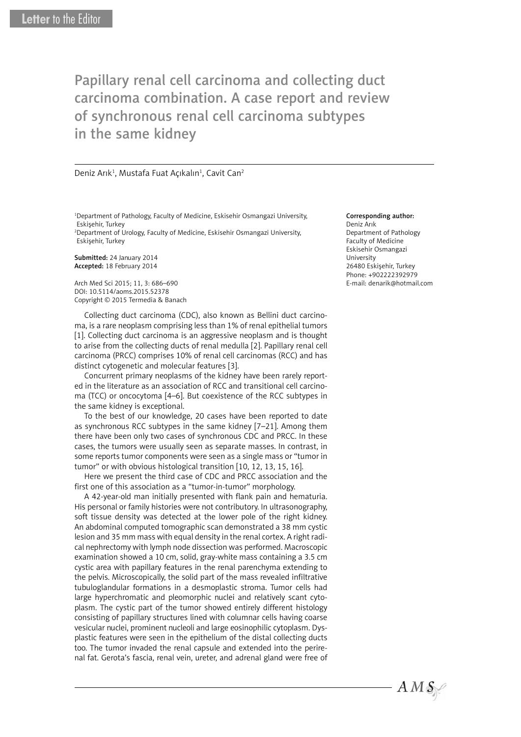Letter to the Editor

# Papillary renal cell carcinoma and collecting duct carcinoma combination. A case report and review of synchronous renal cell carcinoma subtypes in the same kidney

Deniz Arık[1], Mustafa Fuat Açıkalın[1], Cavit Can[2]

[1]Department of Pathology, Faculty of Medicine, Eskisehir Osmangazi University, Eskişehir, Turkey
[2]Department of Urology, Faculty of Medicine, Eskisehir Osmangazi University, Eskişehir, Turkey

**Submitted:** 24 January 2014
**Accepted:** 18 February 2014

Arch Med Sci 2015; 11, 3: 686–690
DOI: 10.5114/aoms.2015.52378
Copyright © 2015 Termedia & Banach

**Corresponding author:**
Deniz Arık
Department of Pathology
Faculty of Medicine
Eskisehir Osmangazi University
26480 Eskişehir, Turkey
Phone: +902222392979
E-mail: denarik@hotmail.com

Collecting duct carcinoma (CDC), also known as Bellini duct carcinoma, is a rare neoplasm comprising less than 1% of renal epithelial tumors [1]. Collecting duct carcinoma is an aggressive neoplasm and is thought to arise from the collecting ducts of renal medulla [2]. Papillary renal cell carcinoma (PRCC) comprises 10% of renal cell carcinomas (RCC) and has distinct cytogenetic and molecular features [3].

Concurrent primary neoplasms of the kidney have been rarely reported in the literature as an association of RCC and transitional cell carcinoma (TCC) or oncocytoma [4–6]. But coexistence of the RCC subtypes in the same kidney is exceptional.

To the best of our knowledge, 20 cases have been reported to date as synchronous RCC subtypes in the same kidney [7–21]. Among them there have been only two cases of synchronous CDC and PRCC. In these cases, the tumors were usually seen as separate masses. In contrast, in some reports tumor components were seen as a single mass or "tumor in tumor" or with obvious histological transition [10, 12, 13, 15, 16].

Here we present the third case of CDC and PRCC association and the first one of this association as a "tumor-in-tumor" morphology.

A 42-year-old man initially presented with flank pain and hematuria. His personal or family histories were not contributory. In ultrasonography, soft tissue density was detected at the lower pole of the right kidney. An abdominal computed tomographic scan demonstrated a 38 mm cystic lesion and 35 mm mass with equal density in the renal cortex. A right radical nephrectomy with lymph node dissection was performed. Macroscopic examination showed a 10 cm, solid, gray-white mass containing a 3.5 cm cystic area with papillary features in the renal parenchyma extending to the pelvis. Microscopically, the solid part of the mass revealed infiltrative tubuloglandular formations in a desmoplastic stroma. Tumor cells had large hyperchromatic and pleomorphic nuclei and relatively scant cytoplasm. The cystic part of the tumor showed entirely different histology consisting of papillary structures lined with columnar cells having coarse vesicular nuclei, prominent nucleoli and large eosinophilic cytoplasm. Dysplastic features were seen in the epithelium of the distal collecting ducts too. The tumor invaded the renal capsule and extended into the perirenal fat. Gerota's fascia, renal vein, ureter, and adrenal gland were free of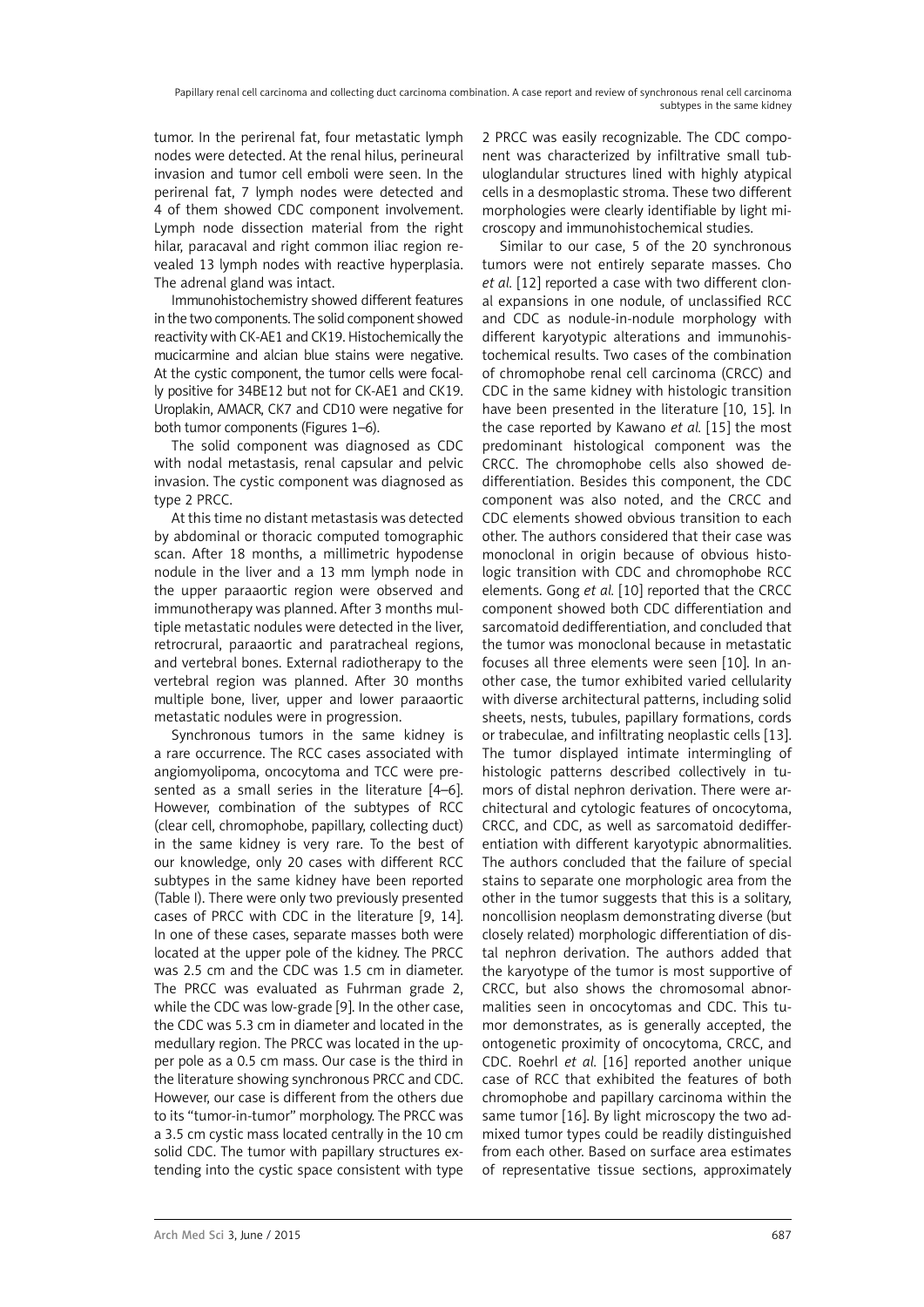tumor. In the perirenal fat, four metastatic lymph nodes were detected. At the renal hilus, perineural invasion and tumor cell emboli were seen. In the perirenal fat, 7 lymph nodes were detected and 4 of them showed CDC component involvement. Lymph node dissection material from the right hilar, paracaval and right common iliac region revealed 13 lymph nodes with reactive hyperplasia. The adrenal gland was intact.

Immunohistochemistry showed different features in the two components. The solid component showed reactivity with CK-AE1 and CK19. Histochemically the mucicarmine and alcian blue stains were negative. At the cystic component, the tumor cells were focally positive for 34BE12 but not for CK-AE1 and CK19. Uroplakin, AMACR, CK7 and CD10 were negative for both tumor components (Figures 1–6).

The solid component was diagnosed as CDC with nodal metastasis, renal capsular and pelvic invasion. The cystic component was diagnosed as type 2 PRCC.

At this time no distant metastasis was detected by abdominal or thoracic computed tomographic scan. After 18 months, a millimetric hypodense nodule in the liver and a 13 mm lymph node in the upper paraaortic region were observed and immunotherapy was planned. After 3 months multiple metastatic nodules were detected in the liver, retrocrural, paraaortic and paratracheal regions, and vertebral bones. External radiotherapy to the vertebral region was planned. After 30 months multiple bone, liver, upper and lower paraaortic metastatic nodules were in progression.

Synchronous tumors in the same kidney is a rare occurrence. The RCC cases associated with angiomyolipoma, oncocytoma and TCC were presented as a small series in the literature [4–6]. However, combination of the subtypes of RCC (clear cell, chromophobe, papillary, collecting duct) in the same kidney is very rare. To the best of our knowledge, only 20 cases with different RCC subtypes in the same kidney have been reported (Table I). There were only two previously presented cases of PRCC with CDC in the literature [9, 14]. In one of these cases, separate masses both were located at the upper pole of the kidney. The PRCC was 2.5 cm and the CDC was 1.5 cm in diameter. The PRCC was evaluated as Fuhrman grade 2, while the CDC was low-grade [9]. In the other case, the CDC was 5.3 cm in diameter and located in the medullary region. The PRCC was located in the upper pole as a 0.5 cm mass. Our case is the third in the literature showing synchronous PRCC and CDC. However, our case is different from the others due to its "tumor-in-tumor" morphology. The PRCC was a 3.5 cm cystic mass located centrally in the 10 cm solid CDC. The tumor with papillary structures extending into the cystic space consistent with type 2 PRCC was easily recognizable. The CDC component was characterized by infiltrative small tubuloglandular structures lined with highly atypical cells in a desmoplastic stroma. These two different morphologies were clearly identifiable by light microscopy and immunohistochemical studies.

Similar to our case, 5 of the 20 synchronous tumors were not entirely separate masses. Cho *et al.* [12] reported a case with two different clonal expansions in one nodule, of unclassified RCC and CDC as nodule-in-nodule morphology with different karyotypic alterations and immunohistochemical results. Two cases of the combination of chromophobe renal cell carcinoma (CRCC) and CDC in the same kidney with histologic transition have been presented in the literature [10, 15]. In the case reported by Kawano *et al.* [15] the most predominant histological component was the CRCC. The chromophobe cells also showed dedifferentiation. Besides this component, the CDC component was also noted, and the CRCC and CDC elements showed obvious transition to each other. The authors considered that their case was monoclonal in origin because of obvious histologic transition with CDC and chromophobe RCC elements. Gong *et al.* [10] reported that the CRCC component showed both CDC differentiation and sarcomatoid dedifferentiation, and concluded that the tumor was monoclonal because in metastatic focuses all three elements were seen [10]. In another case, the tumor exhibited varied cellularity with diverse architectural patterns, including solid sheets, nests, tubules, papillary formations, cords or trabeculae, and infiltrating neoplastic cells [13]. The tumor displayed intimate intermingling of histologic patterns described collectively in tumors of distal nephron derivation. There were architectural and cytologic features of oncocytoma, CRCC, and CDC, as well as sarcomatoid dedifferentiation with different karyotypic abnormalities. The authors concluded that the failure of special stains to separate one morphologic area from the other in the tumor suggests that this is a solitary, noncollision neoplasm demonstrating diverse (but closely related) morphologic differentiation of distal nephron derivation. The authors added that the karyotype of the tumor is most supportive of CRCC, but also shows the chromosomal abnormalities seen in oncocytomas and CDC. This tumor demonstrates, as is generally accepted, the ontogenetic proximity of oncocytoma, CRCC, and CDC. Roehrl *et al.* [16] reported another unique case of RCC that exhibited the features of both chromophobe and papillary carcinoma within the same tumor [16]. By light microscopy the two admixed tumor types could be readily distinguished from each other. Based on surface area estimates of representative tissue sections, approximately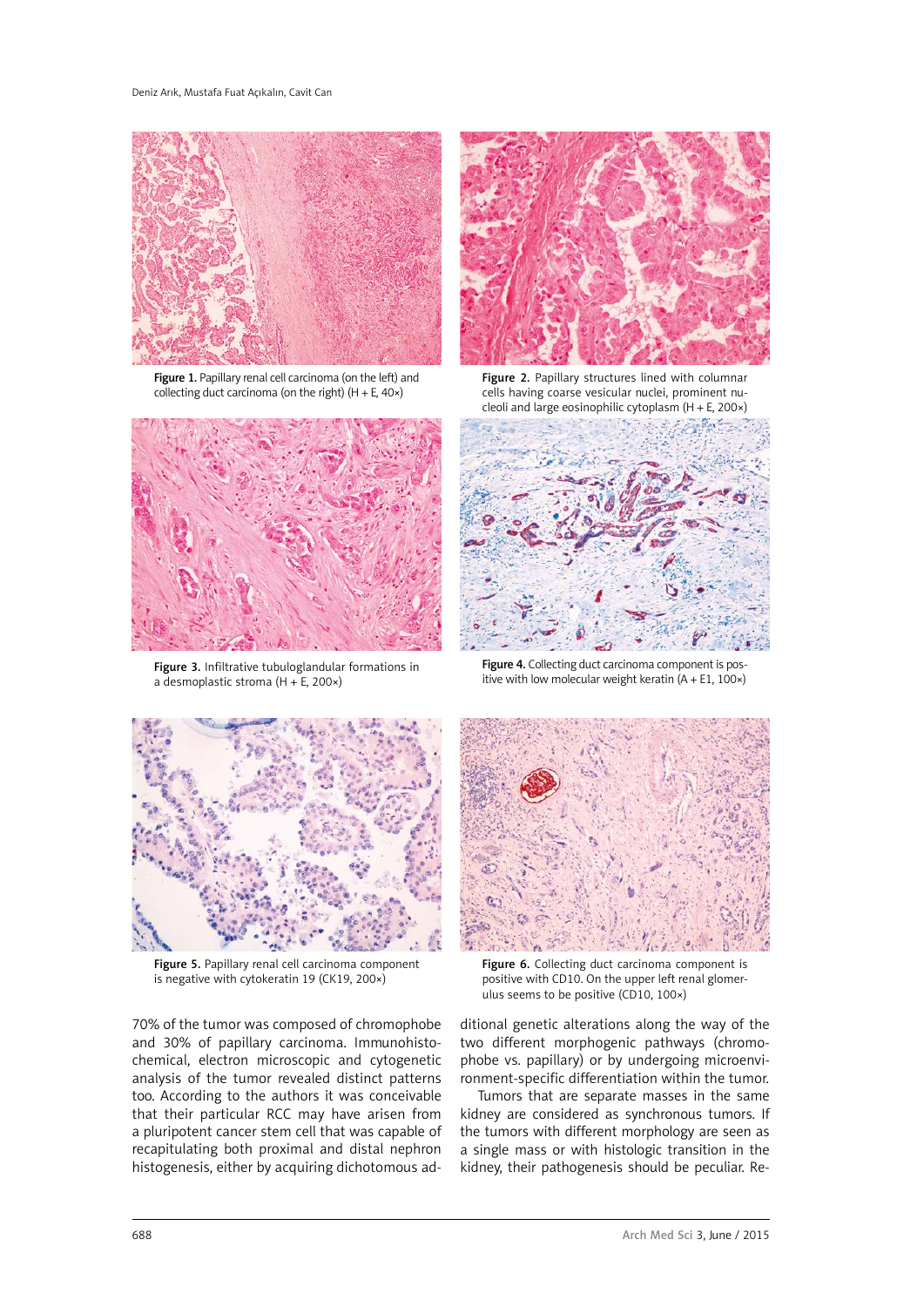Figure 1. Papillary renal cell carcinoma (on the left) and collecting duct carcinoma (on the right) (H + E, 40×)

Figure 2. Papillary structures lined with columnar cells having coarse vesicular nuclei, prominent nucleoli and large eosinophilic cytoplasm (H + E, 200×)

Figure 3. Infiltrative tubuloglandular formations in a desmoplastic stroma (H + E, 200×)

Figure 4. Collecting duct carcinoma component is positive with low molecular weight keratin (A + E1, 100×)

Figure 5. Papillary renal cell carcinoma component is negative with cytokeratin 19 (CK19, 200×)

Figure 6. Collecting duct carcinoma component is positive with CD10. On the upper left renal glomerulus seems to be positive (CD10, 100×)

70% of the tumor was composed of chromophobe and 30% of papillary carcinoma. Immunohistochemical, electron microscopic and cytogenetic analysis of the tumor revealed distinct patterns too. According to the authors it was conceivable that their particular RCC may have arisen from a pluripotent cancer stem cell that was capable of recapitulating both proximal and distal nephron histogenesis, either by acquiring dichotomous additional genetic alterations along the way of the two different morphogenic pathways (chromophobe vs. papillary) or by undergoing microenvironment-specific differentiation within the tumor.

Tumors that are separate masses in the same kidney are considered as synchronous tumors. If the tumors with different morphology are seen as a single mass or with histologic transition in the kidney, their pathogenesis should be peculiar. Re-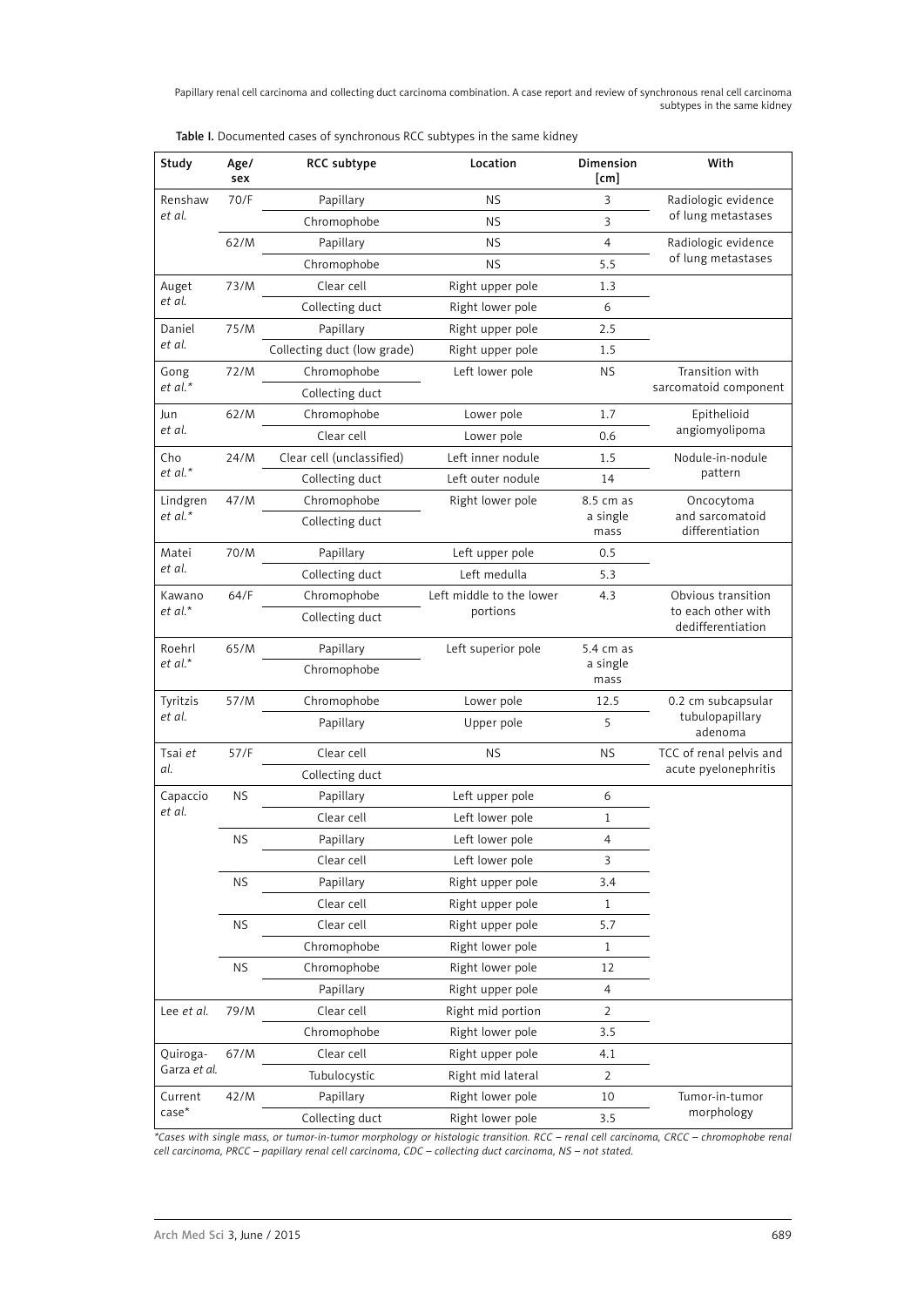Table I. Documented cases of synchronous RCC subtypes in the same kidney

| Study | Age/sex | RCC subtype | Location | Dimension [cm] | With |
|---|---|---|---|---|---|
| Renshaw *et al.* | 70/F | Papillary | NS | 3 | Radiologic evidence of lung metastases |
| | | Chromophobe | NS | 3 | |
| | 62/M | Papillary | NS | 4 | Radiologic evidence of lung metastases |
| | | Chromophobe | NS | 5.5 | |
| Auget *et al.* | 73/M | Clear cell | Right upper pole | 1.3 | |
| | | Collecting duct | Right lower pole | 6 | |
| Daniel *et al.* | 75/M | Papillary | Right upper pole | 2.5 | |
| | | Collecting duct (low grade) | Right upper pole | 1.5 | |
| Gong *et al.*\* | 72/M | Chromophobe | Left lower pole | NS | Transition with sarcomatoid component |
| | | Collecting duct | | | |
| Jun *et al.* | 62/M | Chromophobe | Lower pole | 1.7 | Epithelioid angiomyolipoma |
| | | Clear cell | Lower pole | 0.6 | |
| Cho *et al.*\* | 24/M | Clear cell (unclassified) | Left inner nodule | 1.5 | Nodule-in-nodule pattern |
| | | Collecting duct | Left outer nodule | 14 | |
| Lindgren *et al.*\* | 47/M | Chromophobe | Right lower pole | 8.5 cm as a single mass | Oncocytoma and sarcomatoid differentiation |
| | | Collecting duct | | | |
| Matei *et al.* | 70/M | Papillary | Left upper pole | 0.5 | |
| | | Collecting duct | Left medulla | 5.3 | |
| Kawano *et al.*\* | 64/F | Chromophobe | Left middle to the lower portions | 4.3 | Obvious transition to each other with dedifferentiation |
| | | Collecting duct | | | |
| Roehrl *et al.*\* | 65/M | Papillary | Left superior pole | 5.4 cm as a single mass | |
| | | Chromophobe | | | |
| Tyritzis *et al.* | 57/M | Chromophobe | Lower pole | 12.5 | 0.2 cm subcapsular tubulopapillary adenoma |
| | | Papillary | Upper pole | 5 | |
| Tsai *et al.* | 57/F | Clear cell | NS | NS | TCC of renal pelvis and acute pyelonephritis |
| | | Collecting duct | | | |
| Capaccio *et al.* | NS | Papillary | Left upper pole | 6 | |
| | | Clear cell | Left lower pole | 1 | |
| | NS | Papillary | Left lower pole | 4 | |
| | | Clear cell | Left lower pole | 3 | |
| | NS | Papillary | Right upper pole | 3.4 | |
| | | Clear cell | Right upper pole | 1 | |
| | NS | Clear cell | Right upper pole | 5.7 | |
| | | Chromophobe | Right lower pole | 1 | |
| | NS | Chromophobe | Right lower pole | 12 | |
| | | Papillary | Right upper pole | 4 | |
| Lee *et al.* | 79/M | Clear cell | Right mid portion | 2 | |
| | | Chromophobe | Right lower pole | 3.5 | |
| Quiroga-Garza *et al.* | 67/M | Clear cell | Right upper pole | 4.1 | |
| | | Tubulocystic | Right mid lateral | 2 | |
| Current case\* | 42/M | Papillary | Right lower pole | 10 | Tumor-in-tumor morphology |
| | | Collecting duct | Right lower pole | 3.5 | |

*\*Cases with single mass, or tumor-in-tumor morphology or histologic transition. RCC – renal cell carcinoma, CRCC – chromophobe renal cell carcinoma, PRCC – papillary renal cell carcinoma, CDC – collecting duct carcinoma, NS – not stated.*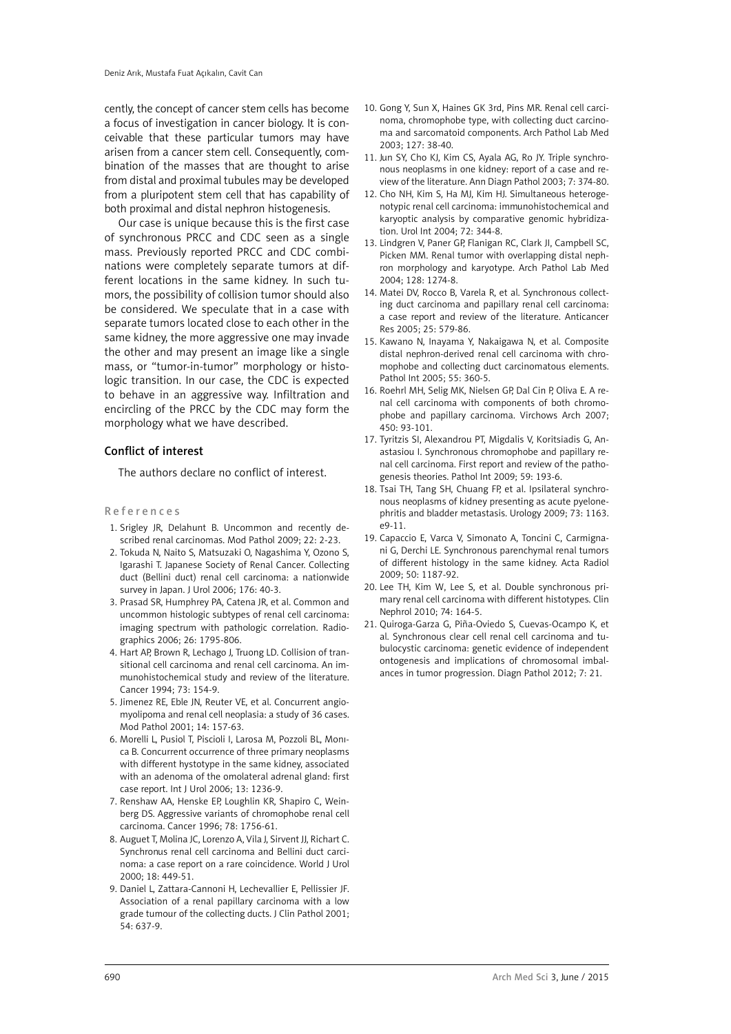cently, the concept of cancer stem cells has become a focus of investigation in cancer biology. It is conceivable that these particular tumors may have arisen from a cancer stem cell. Consequently, combination of the masses that are thought to arise from distal and proximal tubules may be developed from a pluripotent stem cell that has capability of both proximal and distal nephron histogenesis.

Our case is unique because this is the first case of synchronous PRCC and CDC seen as a single mass. Previously reported PRCC and CDC combinations were completely separate tumors at different locations in the same kidney. In such tumors, the possibility of collision tumor should also be considered. We speculate that in a case with separate tumors located close to each other in the same kidney, the more aggressive one may invade the other and may present an image like a single mass, or "tumor-in-tumor" morphology or histologic transition. In our case, the CDC is expected to behave in an aggressive way. Infiltration and encircling of the PRCC by the CDC may form the morphology what we have described.

## Conflict of interest

The authors declare no conflict of interest.

## References

1. Srigley JR, Delahunt B. Uncommon and recently described renal carcinomas. Mod Pathol 2009; 22: 2-23.
2. Tokuda N, Naito S, Matsuzaki O, Nagashima Y, Ozono S, Igarashi T. Japanese Society of Renal Cancer. Collecting duct (Bellini duct) renal cell carcinoma: a nationwide survey in Japan. J Urol 2006; 176: 40-3.
3. Prasad SR, Humphrey PA, Catena JR, et al. Common and uncommon histologic subtypes of renal cell carcinoma: imaging spectrum with pathologic correlation. Radiographics 2006; 26: 1795-806.
4. Hart AP, Brown R, Lechago J, Truong LD. Collision of transitional cell carcinoma and renal cell carcinoma. An immunohistochemical study and review of the literature. Cancer 1994; 73: 154-9.
5. Jimenez RE, Eble JN, Reuter VE, et al. Concurrent angiomyolipoma and renal cell neoplasia: a study of 36 cases. Mod Pathol 2001; 14: 157-63.
6. Morelli L, Pusiol T, Piscioli I, Larosa M, Pozzoli BL, Monıca B. Concurrent occurrence of three primary neoplasms with different hystotype in the same kidney, associated with an adenoma of the omolateral adrenal gland: first case report. Int J Urol 2006; 13: 1236-9.
7. Renshaw AA, Henske EP, Loughlin KR, Shapiro C, Weinberg DS. Aggressive variants of chromophobe renal cell carcinoma. Cancer 1996; 78: 1756-61.
8. Auguet T, Molina JC, Lorenzo A, Vila J, Sirvent JJ, Richart C. Synchronus renal cell carcinoma and Bellini duct carcinoma: a case report on a rare coincidence. World J Urol 2000; 18: 449-51.
9. Daniel L, Zattara-Cannoni H, Lechevallier E, Pellissier JF. Association of a renal papillary carcinoma with a low grade tumour of the collecting ducts. J Clin Pathol 2001; 54: 637-9.
10. Gong Y, Sun X, Haines GK 3rd, Pins MR. Renal cell carcinoma, chromophobe type, with collecting duct carcinoma and sarcomatoid components. Arch Pathol Lab Med 2003; 127: 38-40.
11. Jun SY, Cho KJ, Kim CS, Ayala AG, Ro JY. Triple synchronous neoplasms in one kidney: report of a case and review of the literature. Ann Diagn Pathol 2003; 7: 374-80.
12. Cho NH, Kim S, Ha MJ, Kim HJ. Simultaneous heterogenotypic renal cell carcinoma: immunohistochemical and karyoptic analysis by comparative genomic hybridization. Urol Int 2004; 72: 344-8.
13. Lindgren V, Paner GP, Flanigan RC, Clark JI, Campbell SC, Picken MM. Renal tumor with overlapping distal nephron morphology and karyotype. Arch Pathol Lab Med 2004; 128: 1274-8.
14. Matei DV, Rocco B, Varela R, et al. Synchronous collecting duct carcinoma and papillary renal cell carcinoma: a case report and review of the literature. Anticancer Res 2005; 25: 579-86.
15. Kawano N, Inayama Y, Nakaigawa N, et al. Composite distal nephron-derived renal cell carcinoma with chromophobe and collecting duct carcinomatous elements. Pathol Int 2005; 55: 360-5.
16. Roehrl MH, Selig MK, Nielsen GP, Dal Cin P, Oliva E. A renal cell carcinoma with components of both chromophobe and papillary carcinoma. Virchows Arch 2007; 450: 93-101.
17. Tyritzis SI, Alexandrou PT, Migdalis V, Koritsiadis G, Anastasiou I. Synchronous chromophobe and papillary renal cell carcinoma. First report and review of the pathogenesis theories. Pathol Int 2009; 59: 193-6.
18. Tsai TH, Tang SH, Chuang FP, et al. Ipsilateral synchronous neoplasms of kidney presenting as acute pyelonephritis and bladder metastasis. Urology 2009; 73: 1163.e9-11.
19. Capaccio E, Varca V, Simonato A, Toncini C, Carmignani G, Derchi LE. Synchronous parenchymal renal tumors of different histology in the same kidney. Acta Radiol 2009; 50: 1187-92.
20. Lee TH, Kim W, Lee S, et al. Double synchronous primary renal cell carcinoma with different histotypes. Clin Nephrol 2010; 74: 164-5.
21. Quiroga-Garza G, Piña-Oviedo S, Cuevas-Ocampo K, et al. Synchronous clear cell renal cell carcinoma and tubulocystic carcinoma: genetic evidence of independent ontogenesis and implications of chromosomal imbalances in tumor progression. Diagn Pathol 2012; 7: 21.